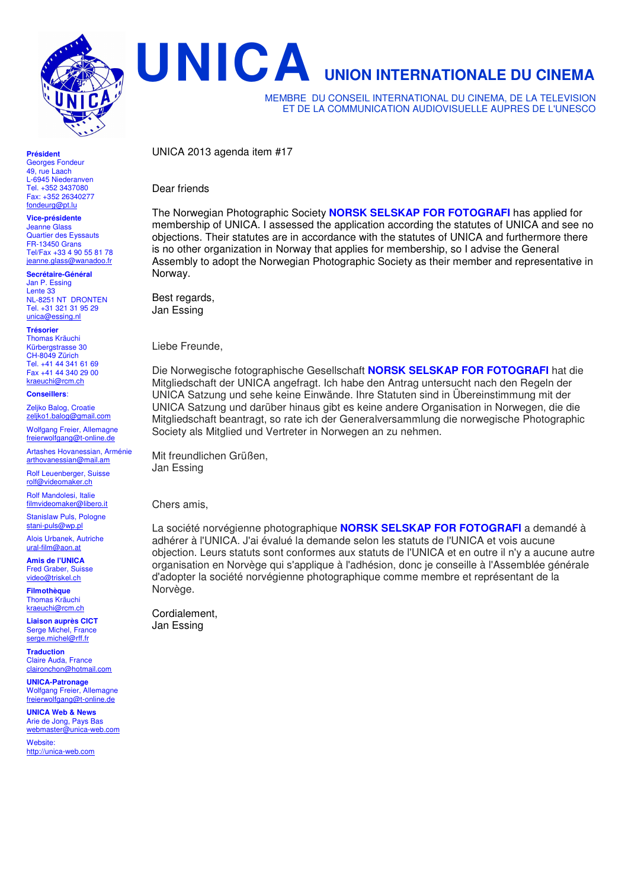# UNICA UNION INTERNATIONALE DU CINEMA

MEMBRE DU CONSEIL INTERNATIONAL DU CINEMA, DE LA TELEVISION ET DE LA COMMUNICATION AUDIOVISUELLE AUPRES DE L'UNESCO

**Président**
Georges Fondeur
49, rue Laach
L-6945 Niederanven
Tel. +352 3437080
Fax: +352 26340277
fondeurg@pt.lu

**Vice-présidente**
Jeanne Glass
Quartier des Eyssauts
FR-13450 Grans
Tel/Fax +33 4 90 55 81 78
jeanne.glass@wanadoo.fr

**Secrétaire-Général**
Jan P. Essing
Lente 33
NL-8251 NT DRONTEN
Tel. +31 321 31 95 29
unica@essing.nl

**Trésorier**
Thomas Kräuchi
Kürbergstrasse 30
CH-8049 Zürich
Tel. +41 44 341 61 69
Fax +41 44 340 29 00
kraeuchi@rcm.ch

**Conseillers**:

Zeljko Balog, Croatie
zeljko1.balog@gmail.com

Wolfgang Freier, Allemagne
freierwolfgang@t-online.de

Artashes Hovanessian, Arménie
arthovanessian@mail.am

Rolf Leuenberger, Suisse
rolf@videomaker.ch

Rolf Mandolesi, Italie
filmvideomaker@libero.it

Stanislaw Puls, Pologne
stani-puls@wp.pl

Alois Urbanek, Autriche
ural-film@aon.at

**Amis de l'UNICA**
Fred Graber, Suisse
video@triskel.ch

**Filmothèque**
Thomas Kräuchi
kraeuchi@rcm.ch

**Liaison auprès CICT**
Serge Michel, France
serge.michel@rff.fr

**Traduction**
Claire Auda, France
claironchon@hotmail.com

**UNICA-Patronage**
Wolfgang Freier, Allemagne
freierwolfgang@t-online.de

**UNICA Web & News**
Arie de Jong, Pays Bas
webmaster@unica-web.com

Website:
http://unica-web.com

---

UNICA 2013 agenda item #17

Dear friends

The Norwegian Photographic Society **NORSK SELSKAP FOR FOTOGRAFI** has applied for membership of UNICA. I assessed the application according the statutes of UNICA and see no objections. Their statutes are in accordance with the statutes of UNICA and furthermore there is no other organization in Norway that applies for membership, so I advise the General Assembly to adopt the Norwegian Photographic Society as their member and representative in Norway.

Best regards,
Jan Essing

Liebe Freunde,

Die Norwegische fotographische Gesellschaft **NORSK SELSKAP FOR FOTOGRAFI** hat die Mitgliedschaft der UNICA angefragt. Ich habe den Antrag untersucht nach den Regeln der UNICA Satzung und sehe keine Einwände. Ihre Statuten sind in Übereinstimmung mit der UNICA Satzung und darüber hinaus gibt es keine andere Organisation in Norwegen, die die Mitgliedschaft beantragt, so rate ich der Generalversammlung die norwegische Photographic Society als Mitglied und Vertreter in Norwegen an zu nehmen.

Mit freundlichen Grüßen,
Jan Essing

Chers amis,

La société norvégienne photographique **NORSK SELSKAP FOR FOTOGRAFI** a demandé à adhérer à l'UNICA. J'ai évalué la demande selon les statuts de l'UNICA et vois aucune objection. Leurs statuts sont conformes aux statuts de l'UNICA et en outre il n'y a aucune autre organisation en Norvège qui s'applique à l'adhésion, donc je conseille à l'Assemblée générale d'adopter la société norvégienne photographique comme membre et représentant de la Norvège.

Cordialement,
Jan Essing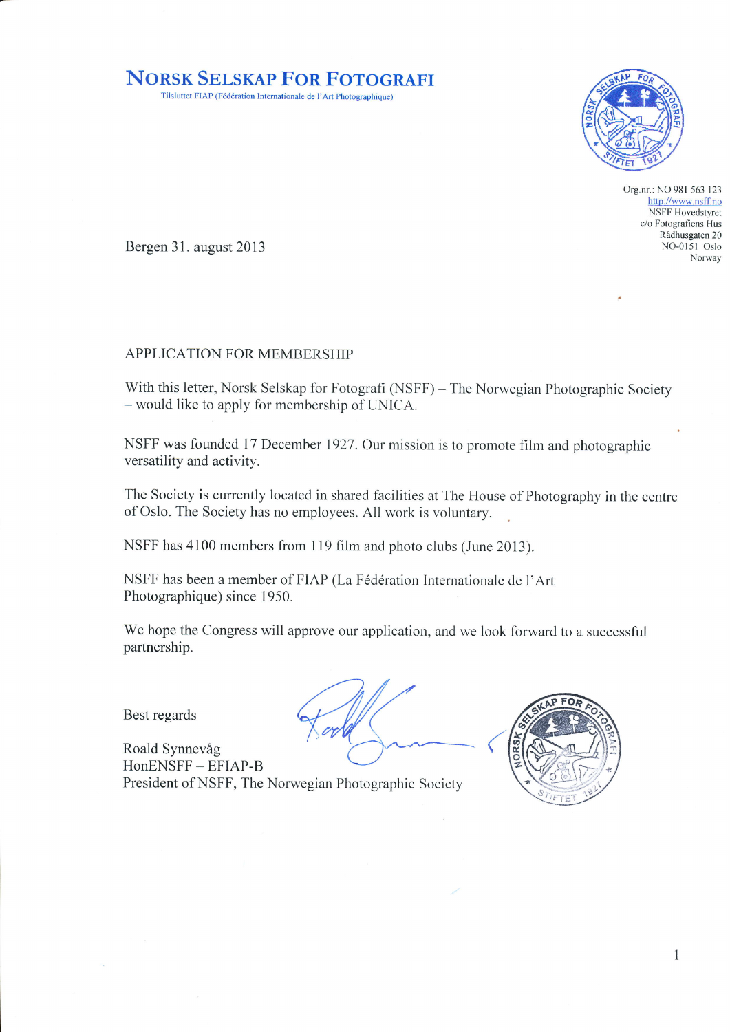# NORSK SELSKAP FOR FOTOGRAFI

Tilsluttet FIAP (Fédération Internationale de l'Art Photographique)

Org.nr.: NO 981 563 123
http://www.nsff.no
NSFF Hovedstyret
c/o Fotografiens Hus
Rådhusgaten 20
NO-0151 Oslo
Norway

Bergen 31. august 2013

APPLICATION FOR MEMBERSHIP

With this letter, Norsk Selskap for Fotografi (NSFF) – The Norwegian Photographic Society – would like to apply for membership of UNICA.

NSFF was founded 17 December 1927. Our mission is to promote film and photographic versatility and activity.

The Society is currently located in shared facilities at The House of Photography in the centre of Oslo. The Society has no employees. All work is voluntary.

NSFF has 4100 members from 119 film and photo clubs (June 2013).

NSFF has been a member of FIAP (La Fédération Internationale de l'Art Photographique) since 1950.

We hope the Congress will approve our application, and we look forward to a successful partnership.

Best regards

Roald Synnevåg
HonENSFF – EFIAP-B
President of NSFF, The Norwegian Photographic Society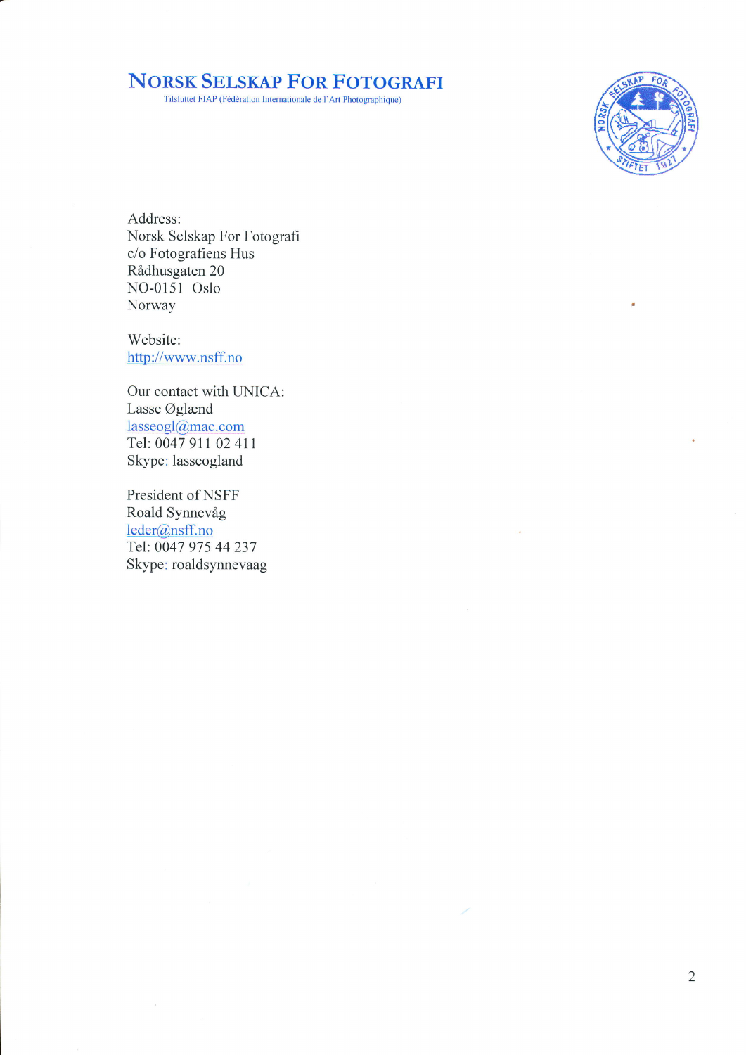# NORSK SELSKAP FOR FOTOGRAFI

Tilsluttet FIAP (Fédération Internationale de l'Art Photographique)

Address:
Norsk Selskap For Fotografi
c/o Fotografiens Hus
Rådhusgaten 20
NO-0151 Oslo
Norway

Website:
http://www.nsff.no

Our contact with UNICA:
Lasse Øglænd
lasseogl@mac.com
Tel: 0047 911 02 411
Skype: lasseogland

President of NSFF
Roald Synnevåg
leder@nsff.no
Tel: 0047 975 44 237
Skype: roaldsynnevaag